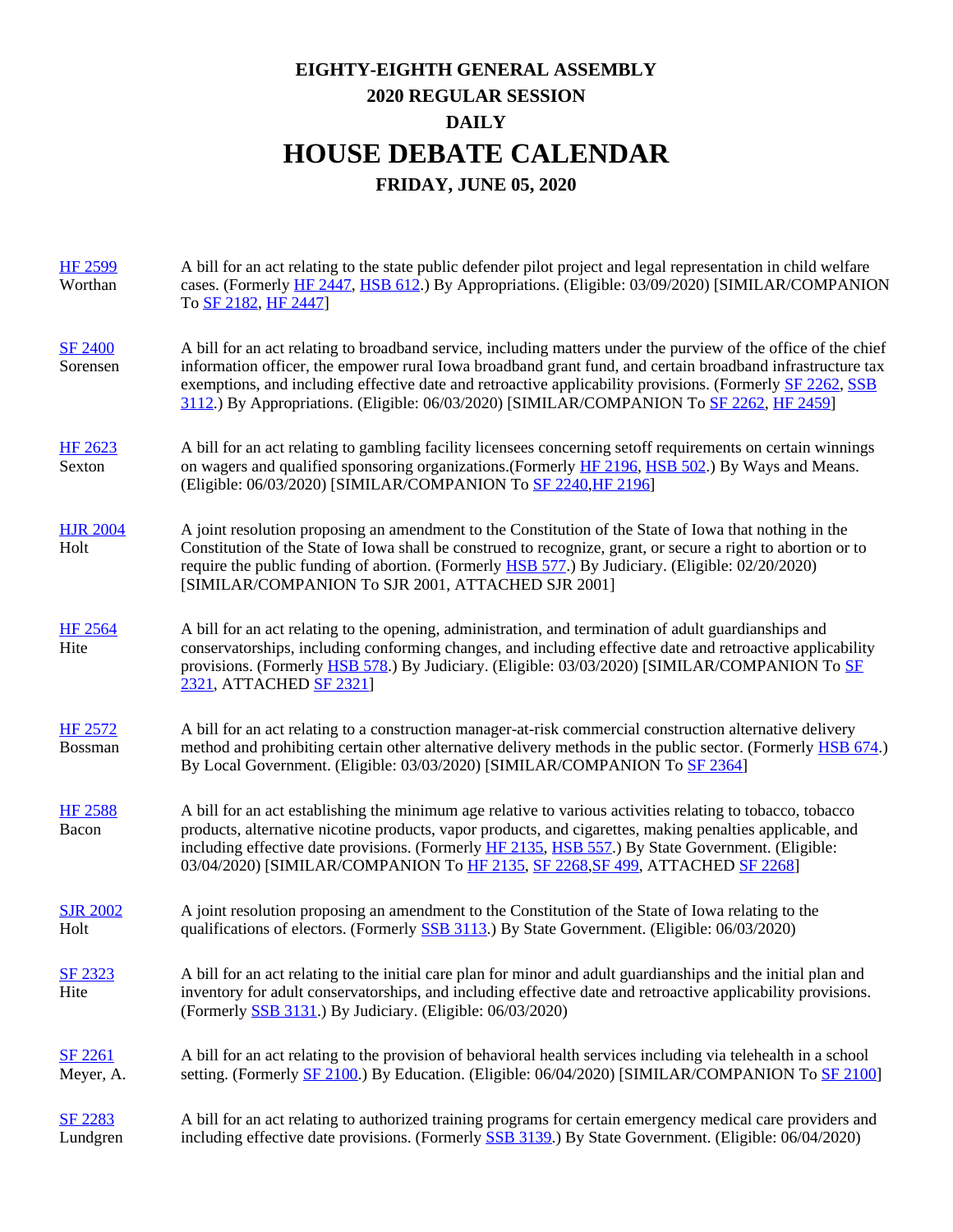# EIGHTY-EIGHTH GENERAL ASSEMBLY
## 2020 REGULAR SESSION
## DAILY
# HOUSE DEBATE CALENDAR
## FRIDAY, JUNE 05, 2020

| | |
|---|---|
| HF 2599<br>Worthan | A bill for an act relating to the state public defender pilot project and legal representation in child welfare cases. (Formerly HF 2447, HSB 612.) By Appropriations. (Eligible: 03/09/2020) [SIMILAR/COMPANION To SF 2182, HF 2447] |
| SF 2400<br>Sorensen | A bill for an act relating to broadband service, including matters under the purview of the office of the chief information officer, the empower rural Iowa broadband grant fund, and certain broadband infrastructure tax exemptions, and including effective date and retroactive applicability provisions. (Formerly SF 2262, SSB 3112.) By Appropriations. (Eligible: 06/03/2020) [SIMILAR/COMPANION To SF 2262, HF 2459] |
| HF 2623<br>Sexton | A bill for an act relating to gambling facility licensees concerning setoff requirements on certain winnings on wagers and qualified sponsoring organizations.(Formerly HF 2196, HSB 502.) By Ways and Means. (Eligible: 06/03/2020) [SIMILAR/COMPANION To SF 2240,HF 2196] |
| HJR 2004<br>Holt | A joint resolution proposing an amendment to the Constitution of the State of Iowa that nothing in the Constitution of the State of Iowa shall be construed to recognize, grant, or secure a right to abortion or to require the public funding of abortion. (Formerly HSB 577.) By Judiciary. (Eligible: 02/20/2020) [SIMILAR/COMPANION To SJR 2001, ATTACHED SJR 2001] |
| HF 2564<br>Hite | A bill for an act relating to the opening, administration, and termination of adult guardianships and conservatorships, including conforming changes, and including effective date and retroactive applicability provisions. (Formerly HSB 578.) By Judiciary. (Eligible: 03/03/2020) [SIMILAR/COMPANION To SF 2321, ATTACHED SF 2321] |
| HF 2572<br>Bossman | A bill for an act relating to a construction manager-at-risk commercial construction alternative delivery method and prohibiting certain other alternative delivery methods in the public sector. (Formerly HSB 674.) By Local Government. (Eligible: 03/03/2020) [SIMILAR/COMPANION To SF 2364] |
| HF 2588<br>Bacon | A bill for an act establishing the minimum age relative to various activities relating to tobacco, tobacco products, alternative nicotine products, vapor products, and cigarettes, making penalties applicable, and including effective date provisions. (Formerly HF 2135, HSB 557.) By State Government. (Eligible: 03/04/2020) [SIMILAR/COMPANION To HF 2135, SF 2268,SF 499, ATTACHED SF 2268] |
| SJR 2002<br>Holt | A joint resolution proposing an amendment to the Constitution of the State of Iowa relating to the qualifications of electors. (Formerly SSB 3113.) By State Government. (Eligible: 06/03/2020) |
| SF 2323<br>Hite | A bill for an act relating to the initial care plan for minor and adult guardianships and the initial plan and inventory for adult conservatorships, and including effective date and retroactive applicability provisions. (Formerly SSB 3131.) By Judiciary. (Eligible: 06/03/2020) |
| SF 2261<br>Meyer, A. | A bill for an act relating to the provision of behavioral health services including via telehealth in a school setting. (Formerly SF 2100.) By Education. (Eligible: 06/04/2020) [SIMILAR/COMPANION To SF 2100] |
| SF 2283<br>Lundgren | A bill for an act relating to authorized training programs for certain emergency medical care providers and including effective date provisions. (Formerly SSB 3139.) By State Government. (Eligible: 06/04/2020) |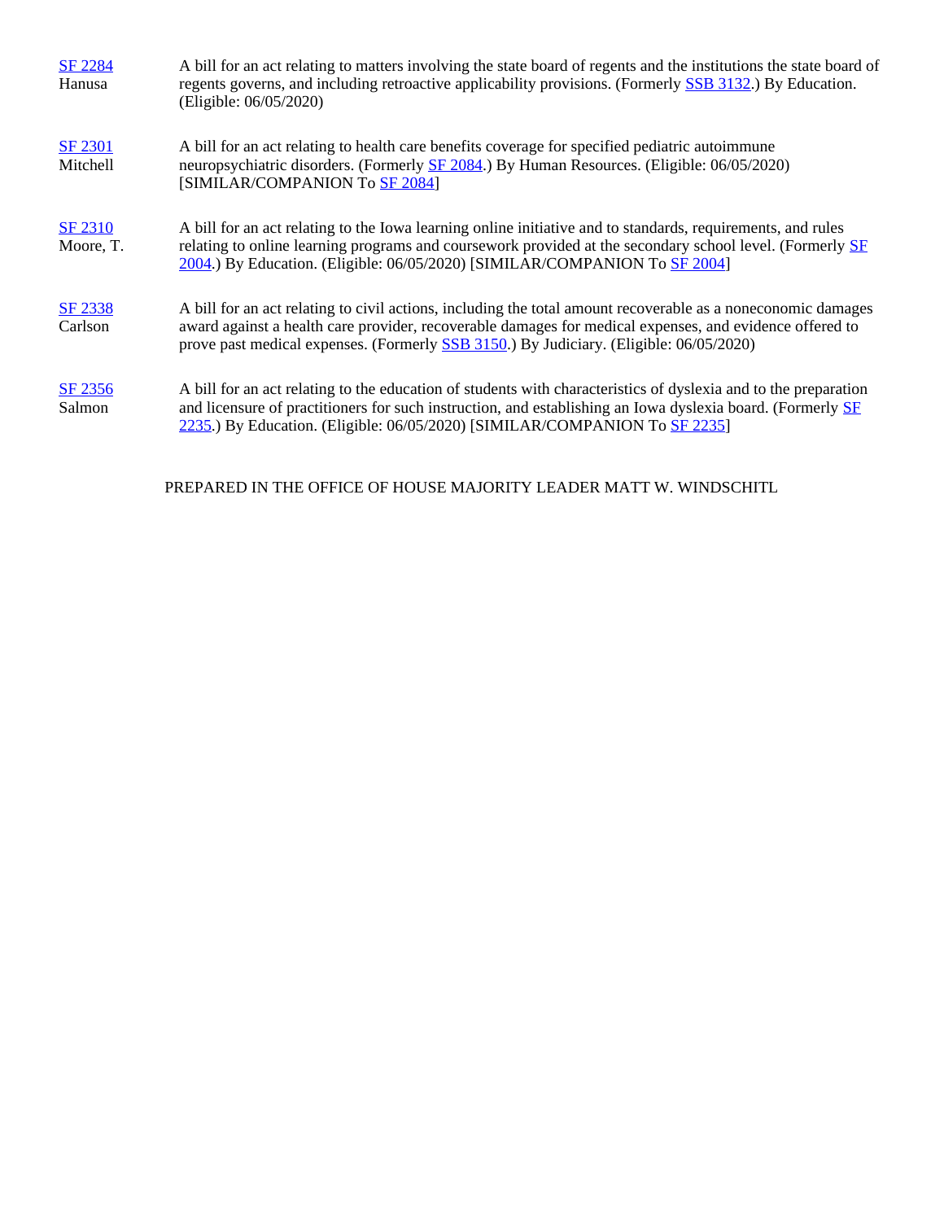| | |
|---|---|
| SF 2284<br>Hanusa | A bill for an act relating to matters involving the state board of regents and the institutions the state board of regents governs, and including retroactive applicability provisions. (Formerly SSB 3132.) By Education. (Eligible: 06/05/2020) |
| SF 2301<br>Mitchell | A bill for an act relating to health care benefits coverage for specified pediatric autoimmune neuropsychiatric disorders. (Formerly SF 2084.) By Human Resources. (Eligible: 06/05/2020) [SIMILAR/COMPANION To SF 2084] |
| SF 2310<br>Moore, T. | A bill for an act relating to the Iowa learning online initiative and to standards, requirements, and rules relating to online learning programs and coursework provided at the secondary school level. (Formerly SF 2004.) By Education. (Eligible: 06/05/2020) [SIMILAR/COMPANION To SF 2004] |
| SF 2338<br>Carlson | A bill for an act relating to civil actions, including the total amount recoverable as a noneconomic damages award against a health care provider, recoverable damages for medical expenses, and evidence offered to prove past medical expenses. (Formerly SSB 3150.) By Judiciary. (Eligible: 06/05/2020) |
| SF 2356<br>Salmon | A bill for an act relating to the education of students with characteristics of dyslexia and to the preparation and licensure of practitioners for such instruction, and establishing an Iowa dyslexia board. (Formerly SF 2235.) By Education. (Eligible: 06/05/2020) [SIMILAR/COMPANION To SF 2235] |

PREPARED IN THE OFFICE OF HOUSE MAJORITY LEADER MATT W. WINDSCHITL